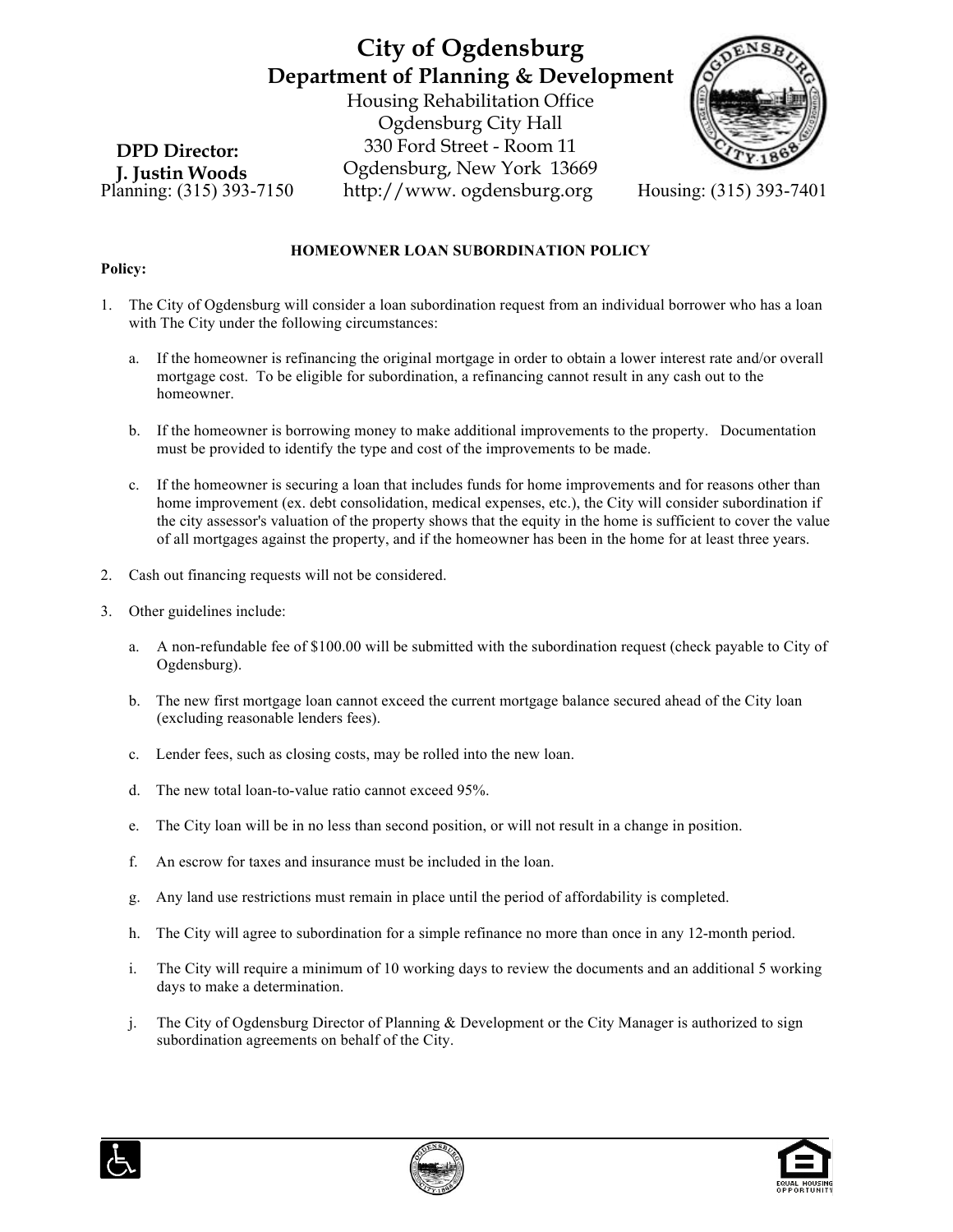# City of Ogdensburg

## Department of Planning & Development

Housing Rehabilitation Office
Ogdensburg City Hall
330 Ford Street - Room 11
Ogdensburg, New York 13669
http://www. ogdensburg.org

**DPD Director:**
**J. Justin Woods**
Planning: (315) 393-7150

Housing: (315) 393-7401

### HOMEOWNER LOAN SUBORDINATION POLICY

**Policy:**

1. The City of Ogdensburg will consider a loan subordination request from an individual borrower who has a loan with The City under the following circumstances:

    a. If the homeowner is refinancing the original mortgage in order to obtain a lower interest rate and/or overall mortgage cost. To be eligible for subordination, a refinancing cannot result in any cash out to the homeowner.

    b. If the homeowner is borrowing money to make additional improvements to the property. Documentation must be provided to identify the type and cost of the improvements to be made.

    c. If the homeowner is securing a loan that includes funds for home improvements and for reasons other than home improvement (ex. debt consolidation, medical expenses, etc.), the City will consider subordination if the city assessor's valuation of the property shows that the equity in the home is sufficient to cover the value of all mortgages against the property, and if the homeowner has been in the home for at least three years.

2. Cash out financing requests will not be considered.

3. Other guidelines include:

    a. A non-refundable fee of $100.00 will be submitted with the subordination request (check payable to City of Ogdensburg).

    b. The new first mortgage loan cannot exceed the current mortgage balance secured ahead of the City loan (excluding reasonable lenders fees).

    c. Lender fees, such as closing costs, may be rolled into the new loan.

    d. The new total loan-to-value ratio cannot exceed 95%.

    e. The City loan will be in no less than second position, or will not result in a change in position.

    f. An escrow for taxes and insurance must be included in the loan.

    g. Any land use restrictions must remain in place until the period of affordability is completed.

    h. The City will agree to subordination for a simple refinance no more than once in any 12-month period.

    i. The City will require a minimum of 10 working days to review the documents and an additional 5 working days to make a determination.

    j. The City of Ogdensburg Director of Planning & Development or the City Manager is authorized to sign subordination agreements on behalf of the City.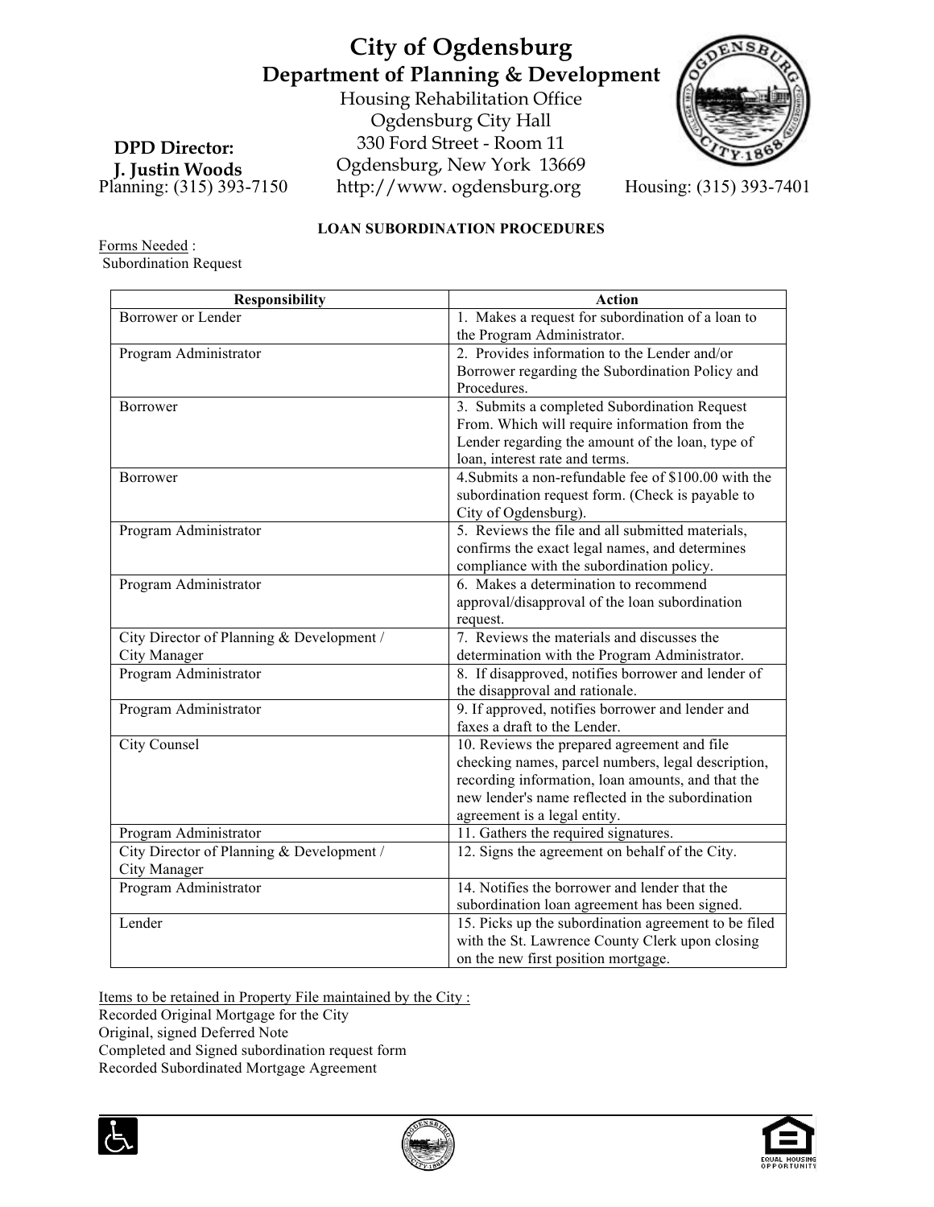# City of Ogdensburg

## Department of Planning & Development

Housing Rehabilitation Office
Ogdensburg City Hall
330 Ford Street - Room 11
Ogdensburg, New York 13669
http://www. ogdensburg.org

**DPD Director:**
**J. Justin Woods**
Planning: (315) 393-7150

Housing: (315) 393-7401

**LOAN SUBORDINATION PROCEDURES**

Forms Needed :
Subordination Request

| Responsibility | Action |
|---|---|
| Borrower or Lender | 1. Makes a request for subordination of a loan to the Program Administrator. |
| Program Administrator | 2. Provides information to the Lender and/or Borrower regarding the Subordination Policy and Procedures. |
| Borrower | 3. Submits a completed Subordination Request From. Which will require information from the Lender regarding the amount of the loan, type of loan, interest rate and terms. |
| Borrower | 4.Submits a non-refundable fee of $100.00 with the subordination request form. (Check is payable to City of Ogdensburg). |
| Program Administrator | 5. Reviews the file and all submitted materials, confirms the exact legal names, and determines compliance with the subordination policy. |
| Program Administrator | 6. Makes a determination to recommend approval/disapproval of the loan subordination request. |
| City Director of Planning & Development / City Manager | 7. Reviews the materials and discusses the determination with the Program Administrator. |
| Program Administrator | 8. If disapproved, notifies borrower and lender of the disapproval and rationale. |
| Program Administrator | 9. If approved, notifies borrower and lender and faxes a draft to the Lender. |
| City Counsel | 10. Reviews the prepared agreement and file checking names, parcel numbers, legal description, recording information, loan amounts, and that the new lender's name reflected in the subordination agreement is a legal entity. |
| Program Administrator | 11. Gathers the required signatures. |
| City Director of Planning & Development / City Manager | 12. Signs the agreement on behalf of the City. |
| Program Administrator | 14. Notifies the borrower and lender that the subordination loan agreement has been signed. |
| Lender | 15. Picks up the subordination agreement to be filed with the St. Lawrence County Clerk upon closing on the new first position mortgage. |

Items to be retained in Property File maintained by the City :
Recorded Original Mortgage for the City
Original, signed Deferred Note
Completed and Signed subordination request form
Recorded Subordinated Mortgage Agreement